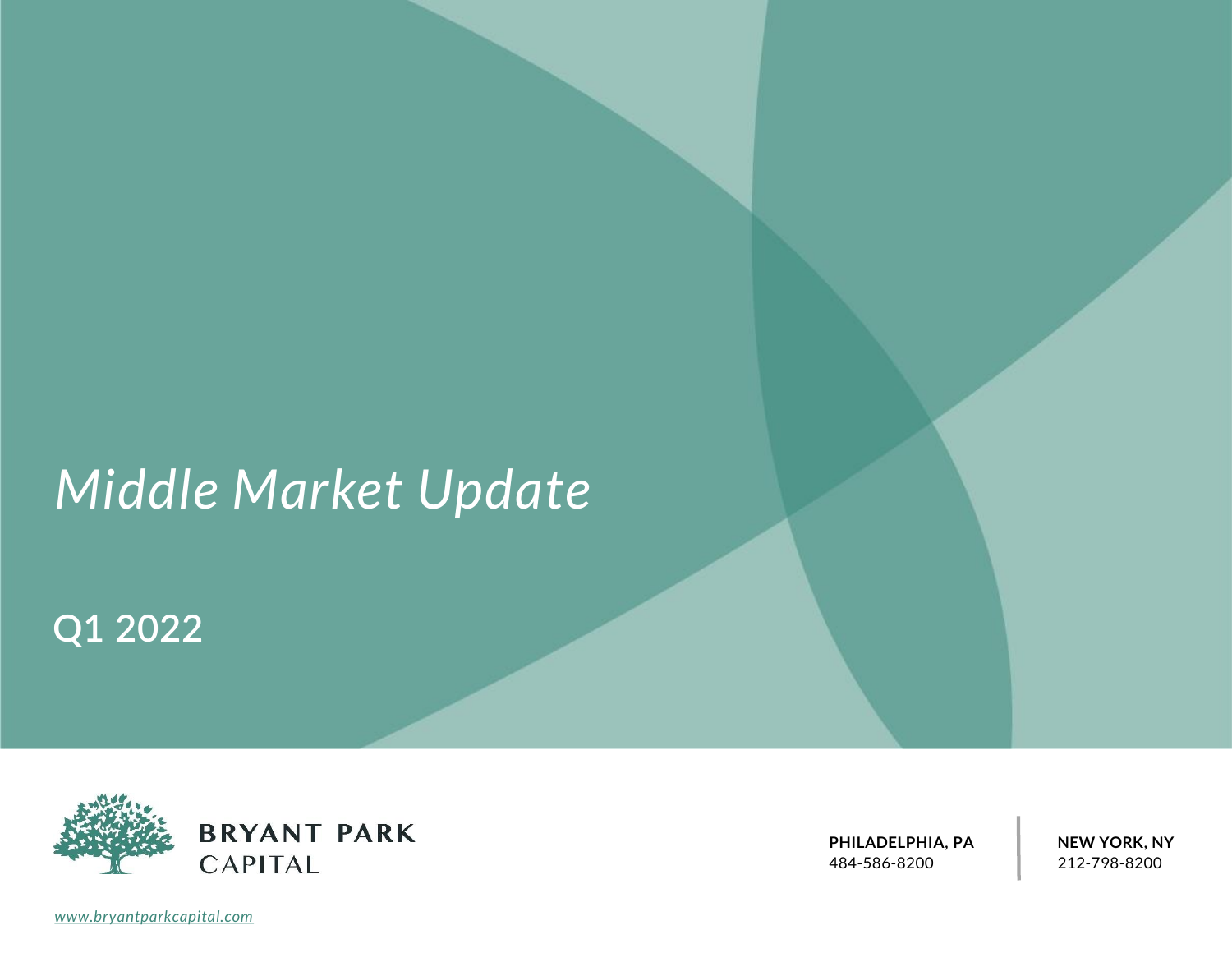# *Middle Market Update*

## Q1 2022

**BRYANT PARK**
CAPITAL

**PHILADELPHIA, PA**
484-586-8200

**NEW YORK, NY**
212-798-8200

*www.bryantparkcapital.com*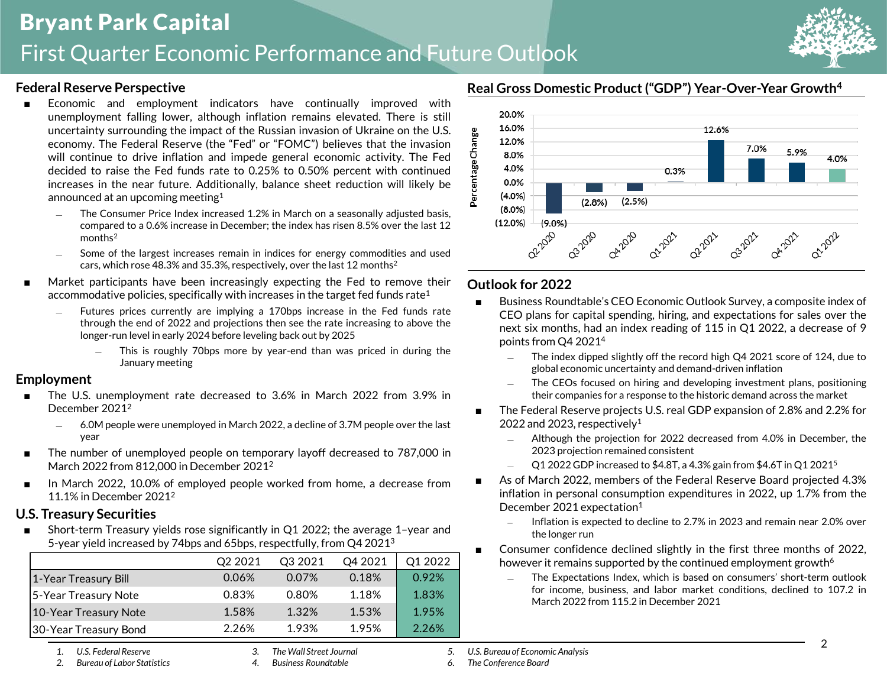# Bryant Park Capital

## First Quarter Economic Performance and Future Outlook

### Federal Reserve Perspective

- Economic and employment indicators have continually improved with unemployment falling lower, although inflation remains elevated. There is still uncertainty surrounding the impact of the Russian invasion of Ukraine on the U.S. economy. The Federal Reserve (the "Fed" or "FOMC") believes that the invasion will continue to drive inflation and impede general economic activity. The Fed decided to raise the Fed funds rate to 0.25% to 0.50% percent with continued increases in the near future. Additionally, balance sheet reduction will likely be announced at an upcoming meeting[1]
  - The Consumer Price Index increased 1.2% in March on a seasonally adjusted basis, compared to a 0.6% increase in December; the index has risen 8.5% over the last 12 months[2]
  - Some of the largest increases remain in indices for energy commodities and used cars, which rose 48.3% and 35.3%, respectively, over the last 12 months[2]
- Market participants have been increasingly expecting the Fed to remove their accommodative policies, specifically with increases in the target fed funds rate[1]
  - Futures prices currently are implying a 170bps increase in the Fed funds rate through the end of 2022 and projections then see the rate increasing to above the longer-run level in early 2024 before leveling back out by 2025
    - This is roughly 70bps more by year-end than was priced in during the January meeting

### Employment

- The U.S. unemployment rate decreased to 3.6% in March 2022 from 3.9% in December 2021[2]
  - 6.0M people were unemployed in March 2022, a decline of 3.7M people over the last year
- The number of unemployed people on temporary layoff decreased to 787,000 in March 2022 from 812,000 in December 2021[2]
- In March 2022, 10.0% of employed people worked from home, a decrease from 11.1% in December 2021[2]

### U.S. Treasury Securities

- Short-term Treasury yields rose significantly in Q1 2022; the average 1–year and 5-year yield increased by 74bps and 65bps, respectfully, from Q4 2021[3]

| | Q2 2021 | Q3 2021 | Q4 2021 | Q1 2022 |
|---|---|---|---|---|
| 1-Year Treasury Bill | 0.06% | 0.07% | 0.18% | 0.92% |
| 5-Year Treasury Note | 0.83% | 0.80% | 1.18% | 1.83% |
| 10-Year Treasury Note | 1.58% | 1.32% | 1.53% | 1.95% |
| 30-Year Treasury Bond | 2.26% | 1.93% | 1.95% | 2.26% |

### Real Gross Domestic Product ("GDP") Year-Over-Year Growth[4]

| Quarter | Percentage Change |
|---|---|
| Q2 2020 | (9.0%) |
| Q3 2020 | (2.8%) |
| Q4 2020 | (2.5%) |
| Q1 2021 | 0.3% |
| Q2 2021 | 12.6% |
| Q3 2021 | 7.0% |
| Q4 2021 | 5.9% |
| Q1 2022 | 4.0% |

### Outlook for 2022

- Business Roundtable's CEO Economic Outlook Survey, a composite index of CEO plans for capital spending, hiring, and expectations for sales over the next six months, had an index reading of 115 in Q1 2022, a decrease of 9 points from Q4 2021[4]
  - The index dipped slightly off the record high Q4 2021 score of 124, due to global economic uncertainty and demand-driven inflation
  - The CEOs focused on hiring and developing investment plans, positioning their companies for a response to the historic demand across the market
- The Federal Reserve projects U.S. real GDP expansion of 2.8% and 2.2% for 2022 and 2023, respectively[1]
  - Although the projection for 2022 decreased from 4.0% in December, the 2023 projection remained consistent
  - Q1 2022 GDP increased to $4.8T, a 4.3% gain from $4.6T in Q1 2021[5]
- As of March 2022, members of the Federal Reserve Board projected 4.3% inflation in personal consumption expenditures in 2022, up 1.7% from the December 2021 expectation[1]
  - Inflation is expected to decline to 2.7% in 2023 and remain near 2.0% over the longer run
- Consumer confidence declined slightly in the first three months of 2022, however it remains supported by the continued employment growth[6]
  - The Expectations Index, which is based on consumers' short-term outlook for income, business, and labor market conditions, declined to 107.2 in March 2022 from 115.2 in December 2021

---

1. *U.S. Federal Reserve*
2. *Bureau of Labor Statistics*
3. *The Wall Street Journal*
4. *Business Roundtable*
5. *U.S. Bureau of Economic Analysis*
6. *The Conference Board*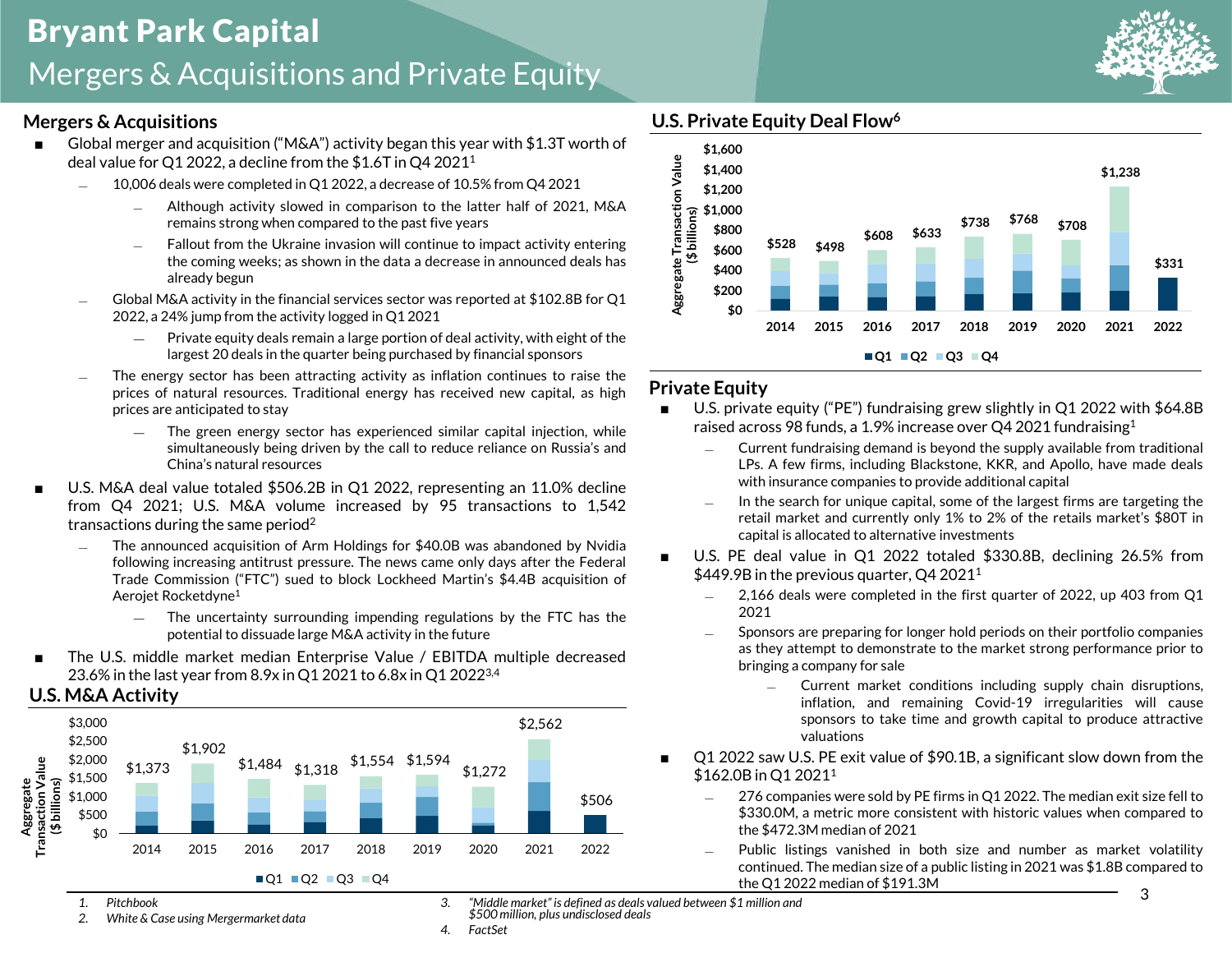# Bryant Park Capital

## Mergers & Acquisitions and Private Equity

### Mergers & Acquisitions

- Global merger and acquisition ("M&A") activity began this year with \$1.3T worth of deal value for Q1 2022, a decline from the \$1.6T in Q4 2021[1]
  - 10,006 deals were completed in Q1 2022, a decrease of 10.5% from Q4 2021
    - Although activity slowed in comparison to the latter half of 2021, M&A remains strong when compared to the past five years
    - Fallout from the Ukraine invasion will continue to impact activity entering the coming weeks; as shown in the data a decrease in announced deals has already begun
  - Global M&A activity in the financial services sector was reported at \$102.8B for Q1 2022, a 24% jump from the activity logged in Q1 2021
    - Private equity deals remain a large portion of deal activity, with eight of the largest 20 deals in the quarter being purchased by financial sponsors
  - The energy sector has been attracting activity as inflation continues to raise the prices of natural resources. Traditional energy has received new capital, as high prices are anticipated to stay
    - The green energy sector has experienced similar capital injection, while simultaneously being driven by the call to reduce reliance on Russia's and China's natural resources
- U.S. M&A deal value totaled \$506.2B in Q1 2022, representing an 11.0% decline from Q4 2021; U.S. M&A volume increased by 95 transactions to 1,542 transactions during the same period[2]
  - The announced acquisition of Arm Holdings for \$40.0B was abandoned by Nvidia following increasing antitrust pressure. The news came only days after the Federal Trade Commission ("FTC") sued to block Lockheed Martin's \$4.4B acquisition of Aerojet Rocketdyne[1]
    - The uncertainty surrounding impending regulations by the FTC has the potential to dissuade large M&A activity in the future
- The U.S. middle market median Enterprise Value / EBITDA multiple decreased 23.6% in the last year from 8.9x in Q1 2021 to 6.8x in Q1 2022[3,4]

### U.S. M&A Activity

Aggregate Transaction Value (\$ billions)

| Year | Total |
|---|---|
| 2014 | \$1,373 |
| 2015 | \$1,902 |
| 2016 | \$1,484 |
| 2017 | \$1,318 |
| 2018 | \$1,554 |
| 2019 | \$1,594 |
| 2020 | \$1,272 |
| 2021 | \$2,562 |
| 2022 | \$506 |

Q1 Q2 Q3 Q4

### U.S. Private Equity Deal Flow[6]

Aggregate Transaction Value (\$ billions)

| Year | Total |
|---|---|
| 2014 | \$528 |
| 2015 | \$498 |
| 2016 | \$608 |
| 2017 | \$633 |
| 2018 | \$738 |
| 2019 | \$768 |
| 2020 | \$708 |
| 2021 | \$1,238 |
| 2022 | \$331 |

Q1 Q2 Q3 Q4

### Private Equity

- U.S. private equity ("PE") fundraising grew slightly in Q1 2022 with \$64.8B raised across 98 funds, a 1.9% increase over Q4 2021 fundraising[1]
  - Current fundraising demand is beyond the supply available from traditional LPs. A few firms, including Blackstone, KKR, and Apollo, have made deals with insurance companies to provide additional capital
  - In the search for unique capital, some of the largest firms are targeting the retail market and currently only 1% to 2% of the retails market's \$80T in capital is allocated to alternative investments
- U.S. PE deal value in Q1 2022 totaled \$330.8B, declining 26.5% from \$449.9B in the previous quarter, Q4 2021[1]
  - 2,166 deals were completed in the first quarter of 2022, up 403 from Q1 2021
  - Sponsors are preparing for longer hold periods on their portfolio companies as they attempt to demonstrate to the market strong performance prior to bringing a company for sale
    - Current market conditions including supply chain disruptions, inflation, and remaining Covid-19 irregularities will cause sponsors to take time and growth capital to produce attractive valuations
- Q1 2022 saw U.S. PE exit value of \$90.1B, a significant slow down from the \$162.0B in Q1 2021[1]
  - 276 companies were sold by PE firms in Q1 2022. The median exit size fell to \$330.0M, a metric more consistent with historic values when compared to the \$472.3M median of 2021
  - Public listings vanished in both size and number as market volatility continued. The median size of a public listing in 2021 was \$1.8B compared to the Q1 2022 median of \$191.3M

---

1. *Pitchbook*
2. *White & Case using Mergermarket data*
3. *"Middle market" is defined as deals valued between \$1 million and \$500 million, plus undisclosed deals*
4. *FactSet*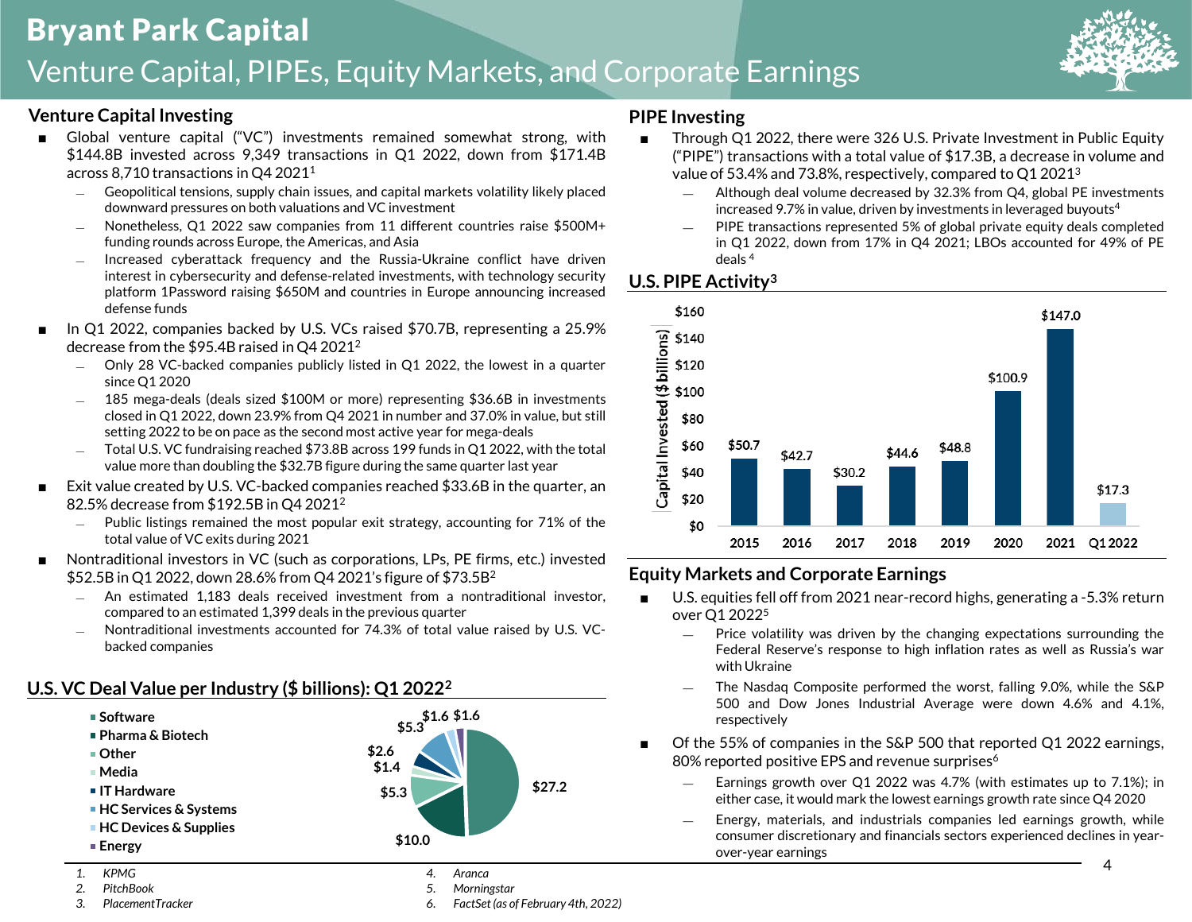# Bryant Park Capital

## Venture Capital, PIPEs, Equity Markets, and Corporate Earnings

### Venture Capital Investing

- Global venture capital ("VC") investments remained somewhat strong, with $144.8B invested across 9,349 transactions in Q1 2022, down from $171.4B across 8,710 transactions in Q4 2021[1]
  - Geopolitical tensions, supply chain issues, and capital markets volatility likely placed downward pressures on both valuations and VC investment
  - Nonetheless, Q1 2022 saw companies from 11 different countries raise $500M+ funding rounds across Europe, the Americas, and Asia
  - Increased cyberattack frequency and the Russia-Ukraine conflict have driven interest in cybersecurity and defense-related investments, with technology security platform 1Password raising $650M and countries in Europe announcing increased defense funds
- In Q1 2022, companies backed by U.S. VCs raised $70.7B, representing a 25.9% decrease from the $95.4B raised in Q4 2021[2]
  - Only 28 VC-backed companies publicly listed in Q1 2022, the lowest in a quarter since Q1 2020
  - 185 mega-deals (deals sized $100M or more) representing $36.6B in investments closed in Q1 2022, down 23.9% from Q4 2021 in number and 37.0% in value, but still setting 2022 to be on pace as the second most active year for mega-deals
  - Total U.S. VC fundraising reached $73.8B across 199 funds in Q1 2022, with the total value more than doubling the $32.7B figure during the same quarter last year
- Exit value created by U.S. VC-backed companies reached $33.6B in the quarter, an 82.5% decrease from $192.5B in Q4 2021[2]
  - Public listings remained the most popular exit strategy, accounting for 71% of the total value of VC exits during 2021
- Nontraditional investors in VC (such as corporations, LPs, PE firms, etc.) invested $52.5B in Q1 2022, down 28.6% from Q4 2021's figure of $73.5B[2]
  - An estimated 1,183 deals received investment from a nontraditional investor, compared to an estimated 1,399 deals in the previous quarter
  - Nontraditional investments accounted for 74.3% of total value raised by U.S. VC-backed companies

### U.S. VC Deal Value per Industry ($ billions): Q1 2022[2]

| Industry | Deal Value ($B) |
|---|---|
| Software | $27.2 |
| Pharma & Biotech | $10.0 |
| Other | $5.3 |
| Media | $1.4 |
| IT Hardware | $2.6 |
| HC Services & Systems | $5.3 |
| HC Devices & Supplies | $1.6 |
| Energy | $1.6 |

### PIPE Investing

- Through Q1 2022, there were 326 U.S. Private Investment in Public Equity ("PIPE") transactions with a total value of $17.3B, a decrease in volume and value of 53.4% and 73.8%, respectively, compared to Q1 2021[3]
  - Although deal volume decreased by 32.3% from Q4, global PE investments increased 9.7% in value, driven by investments in leveraged buyouts[4]
  - PIPE transactions represented 5% of global private equity deals completed in Q1 2022, down from 17% in Q4 2021; LBOs accounted for 49% of PE deals[4]

### U.S. PIPE Activity[3]

| Year | Capital Invested ($ billions) |
|---|---|
| 2015 | $50.7 |
| 2016 | $42.7 |
| 2017 | $30.2 |
| 2018 | $44.6 |
| 2019 | $48.8 |
| 2020 | $100.9 |
| 2021 | $147.0 |
| Q1 2022 | $17.3 |

### Equity Markets and Corporate Earnings

- U.S. equities fell off from 2021 near-record highs, generating a -5.3% return over Q1 2022[5]
  - Price volatility was driven by the changing expectations surrounding the Federal Reserve's response to high inflation rates as well as Russia's war with Ukraine
  - The Nasdaq Composite performed the worst, falling 9.0%, while the S&P 500 and Dow Jones Industrial Average were down 4.6% and 4.1%, respectively
- Of the 55% of companies in the S&P 500 that reported Q1 2022 earnings, 80% reported positive EPS and revenue surprises[6]
  - Earnings growth over Q1 2022 was 4.7% (with estimates up to 7.1%); in either case, it would mark the lowest earnings growth rate since Q4 2020
  - Energy, materials, and industrials companies led earnings growth, while consumer discretionary and financials sectors experienced declines in year-over-year earnings

1. *KPMG*
2. *PitchBook*
3. *PlacementTracker*
4. *Aranca*
5. *Morningstar*
6. *FactSet (as of February 4th, 2022)*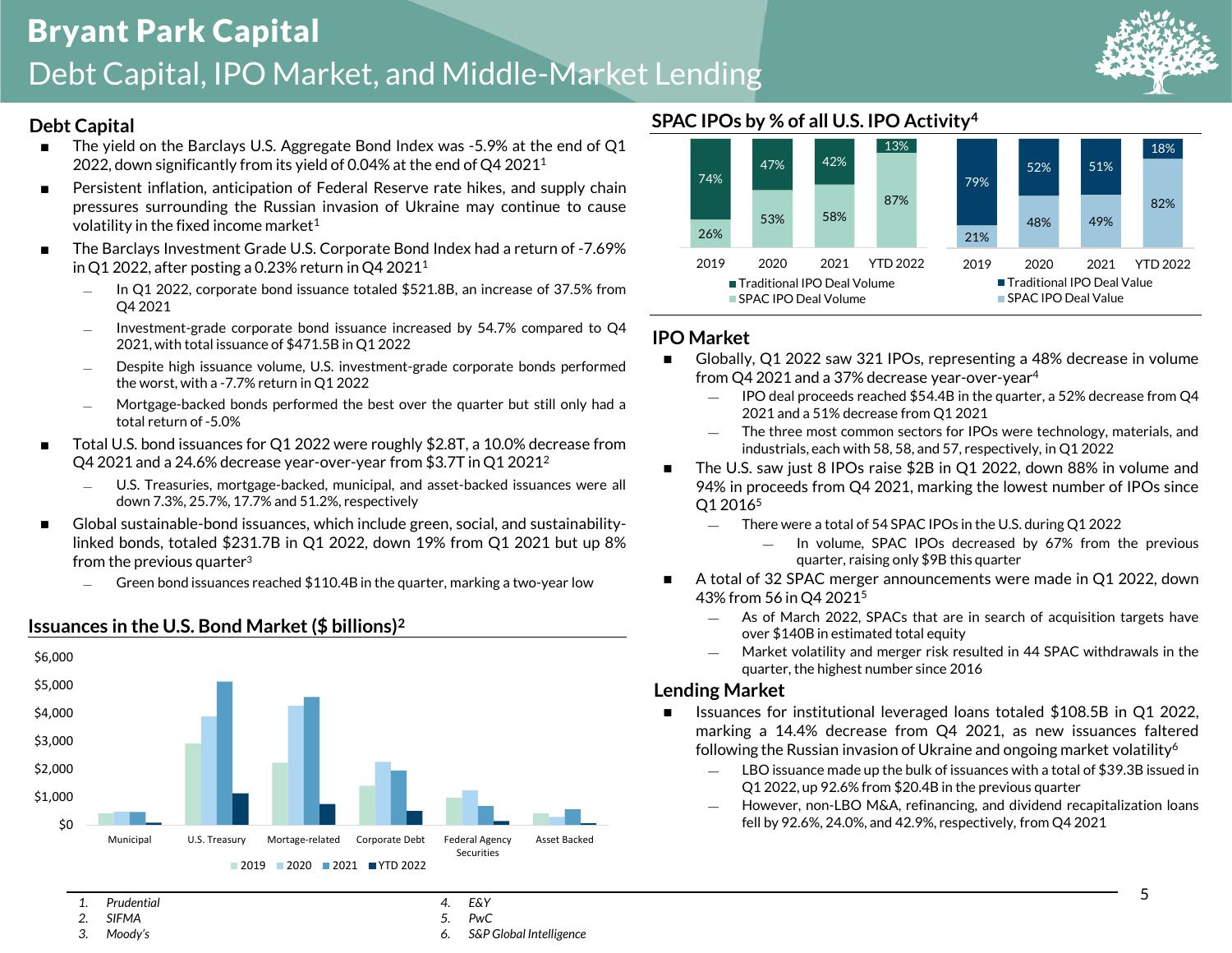# Bryant Park Capital

## Debt Capital, IPO Market, and Middle-Market Lending

### Debt Capital

- The yield on the Barclays U.S. Aggregate Bond Index was -5.9% at the end of Q1 2022, down significantly from its yield of 0.04% at the end of Q4 2021[1]
- Persistent inflation, anticipation of Federal Reserve rate hikes, and supply chain pressures surrounding the Russian invasion of Ukraine may continue to cause volatility in the fixed income market[1]
- The Barclays Investment Grade U.S. Corporate Bond Index had a return of -7.69% in Q1 2022, after posting a 0.23% return in Q4 2021[1]
  - In Q1 2022, corporate bond issuance totaled $521.8B, an increase of 37.5% from Q4 2021
  - Investment-grade corporate bond issuance increased by 54.7% compared to Q4 2021, with total issuance of $471.5B in Q1 2022
  - Despite high issuance volume, U.S. investment-grade corporate bonds performed the worst, with a -7.7% return in Q1 2022
  - Mortgage-backed bonds performed the best over the quarter but still only had a total return of -5.0%
- Total U.S. bond issuances for Q1 2022 were roughly $2.8T, a 10.0% decrease from Q4 2021 and a 24.6% decrease year-over-year from $3.7T in Q1 2021[2]
  - U.S. Treasuries, mortgage-backed, municipal, and asset-backed issuances were all down 7.3%, 25.7%, 17.7% and 51.2%, respectively
- Global sustainable-bond issuances, which include green, social, and sustainability-linked bonds, totaled $231.7B in Q1 2022, down 19% from Q1 2021 but up 8% from the previous quarter[3]
  - Green bond issuances reached $110.4B in the quarter, marking a two-year low

### Issuances in the U.S. Bond Market ($ billions)[2]

Chart categories: Municipal, U.S. Treasury, Mortgage-related, Corporate Debt, Federal Agency Securities, Asset Backed

Legend: 2019, 2020, 2021, YTD 2022

### SPAC IPOs by % of all U.S. IPO Activity[4]

| | 2019 | 2020 | 2021 | YTD 2022 |
|---|---|---|---|---|
| Traditional IPO Deal Volume | 74% | 47% | 42% | 13% |
| SPAC IPO Deal Volume | 26% | 53% | 58% | 87% |

| | 2019 | 2020 | 2021 | YTD 2022 |
|---|---|---|---|---|
| Traditional IPO Deal Value | 79% | 52% | 51% | 18% |
| SPAC IPO Deal Value | 21% | 48% | 49% | 82% |

### IPO Market

- Globally, Q1 2022 saw 321 IPOs, representing a 48% decrease in volume from Q4 2021 and a 37% decrease year-over-year[4]
  - IPO deal proceeds reached $54.4B in the quarter, a 52% decrease from Q4 2021 and a 51% decrease from Q1 2021
  - The three most common sectors for IPOs were technology, materials, and industrials, each with 58, 58, and 57, respectively, in Q1 2022
- The U.S. saw just 8 IPOs raise $2B in Q1 2022, down 88% in volume and 94% in proceeds from Q4 2021, marking the lowest number of IPOs since Q1 2016[5]
  - There were a total of 54 SPAC IPOs in the U.S. during Q1 2022
    - In volume, SPAC IPOs decreased by 67% from the previous quarter, raising only $9B this quarter
- A total of 32 SPAC merger announcements were made in Q1 2022, down 43% from 56 in Q4 2021[5]
  - As of March 2022, SPACs that are in search of acquisition targets have over $140B in estimated total equity
  - Market volatility and merger risk resulted in 44 SPAC withdrawals in the quarter, the highest number since 2016

### Lending Market

- Issuances for institutional leveraged loans totaled $108.5B in Q1 2022, marking a 14.4% decrease from Q4 2021, as new issuances faltered following the Russian invasion of Ukraine and ongoing market volatility[6]
  - LBO issuance made up the bulk of issuances with a total of $39.3B issued in Q1 2022, up 92.6% from $20.4B in the previous quarter
  - However, non-LBO M&A, refinancing, and dividend recapitalization loans fell by 92.6%, 24.0%, and 42.9%, respectively, from Q4 2021

---

1. *Prudential*
2. *SIFMA*
3. *Moody's*
4. *E&Y*
5. *PwC*
6. *S&P Global Intelligence*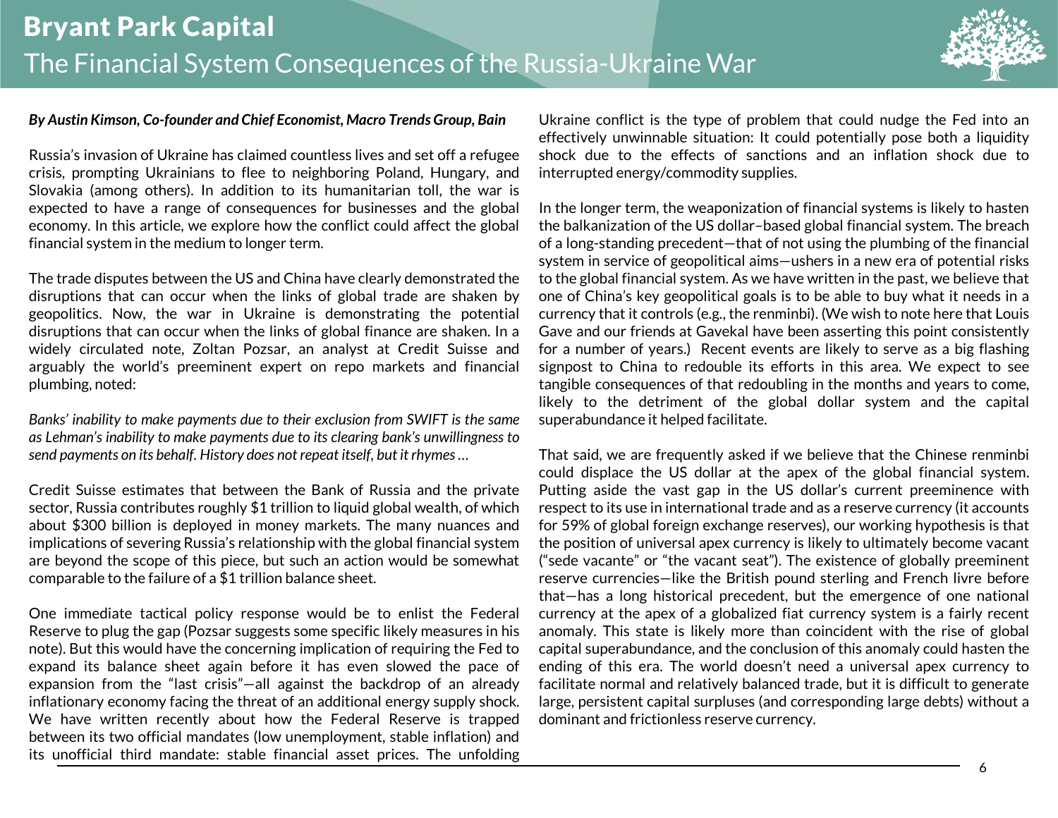# The Financial System Consequences of the Russia-Ukraine War

***By Austin Kimson, Co-founder and Chief Economist, Macro Trends Group, Bain***

Russia's invasion of Ukraine has claimed countless lives and set off a refugee crisis, prompting Ukrainians to flee to neighboring Poland, Hungary, and Slovakia (among others). In addition to its humanitarian toll, the war is expected to have a range of consequences for businesses and the global economy. In this article, we explore how the conflict could affect the global financial system in the medium to longer term.

The trade disputes between the US and China have clearly demonstrated the disruptions that can occur when the links of global trade are shaken by geopolitics. Now, the war in Ukraine is demonstrating the potential disruptions that can occur when the links of global finance are shaken. In a widely circulated note, Zoltan Pozsar, an analyst at Credit Suisse and arguably the world's preeminent expert on repo markets and financial plumbing, noted:

*Banks' inability to make payments due to their exclusion from SWIFT is the same as Lehman's inability to make payments due to its clearing bank's unwillingness to send payments on its behalf. History does not repeat itself, but it rhymes…*

Credit Suisse estimates that between the Bank of Russia and the private sector, Russia contributes roughly $1 trillion to liquid global wealth, of which about $300 billion is deployed in money markets. The many nuances and implications of severing Russia's relationship with the global financial system are beyond the scope of this piece, but such an action would be somewhat comparable to the failure of a $1 trillion balance sheet.

One immediate tactical policy response would be to enlist the Federal Reserve to plug the gap (Pozsar suggests some specific likely measures in his note). But this would have the concerning implication of requiring the Fed to expand its balance sheet again before it has even slowed the pace of expansion from the "last crisis"—all against the backdrop of an already inflationary economy facing the threat of an additional energy supply shock. We have written recently about how the Federal Reserve is trapped between its two official mandates (low unemployment, stable inflation) and its unofficial third mandate: stable financial asset prices. The unfolding Ukraine conflict is the type of problem that could nudge the Fed into an effectively unwinnable situation: It could potentially pose both a liquidity shock due to the effects of sanctions and an inflation shock due to interrupted energy/commodity supplies.

In the longer term, the weaponization of financial systems is likely to hasten the balkanization of the US dollar–based global financial system. The breach of a long-standing precedent—that of not using the plumbing of the financial system in service of geopolitical aims—ushers in a new era of potential risks to the global financial system. As we have written in the past, we believe that one of China's key geopolitical goals is to be able to buy what it needs in a currency that it controls (e.g., the renminbi). (We wish to note here that Louis Gave and our friends at Gavekal have been asserting this point consistently for a number of years.) Recent events are likely to serve as a big flashing signpost to China to redouble its efforts in this area. We expect to see tangible consequences of that redoubling in the months and years to come, likely to the detriment of the global dollar system and the capital superabundance it helped facilitate.

That said, we are frequently asked if we believe that the Chinese renminbi could displace the US dollar at the apex of the global financial system. Putting aside the vast gap in the US dollar's current preeminence with respect to its use in international trade and as a reserve currency (it accounts for 59% of global foreign exchange reserves), our working hypothesis is that the position of universal apex currency is likely to ultimately become vacant ("sede vacante" or "the vacant seat"). The existence of globally preeminent reserve currencies—like the British pound sterling and French livre before that—has a long historical precedent, but the emergence of one national currency at the apex of a globalized fiat currency system is a fairly recent anomaly. This state is likely more than coincident with the rise of global capital superabundance, and the conclusion of this anomaly could hasten the ending of this era. The world doesn't need a universal apex currency to facilitate normal and relatively balanced trade, but it is difficult to generate large, persistent capital surpluses (and corresponding large debts) without a dominant and frictionless reserve currency.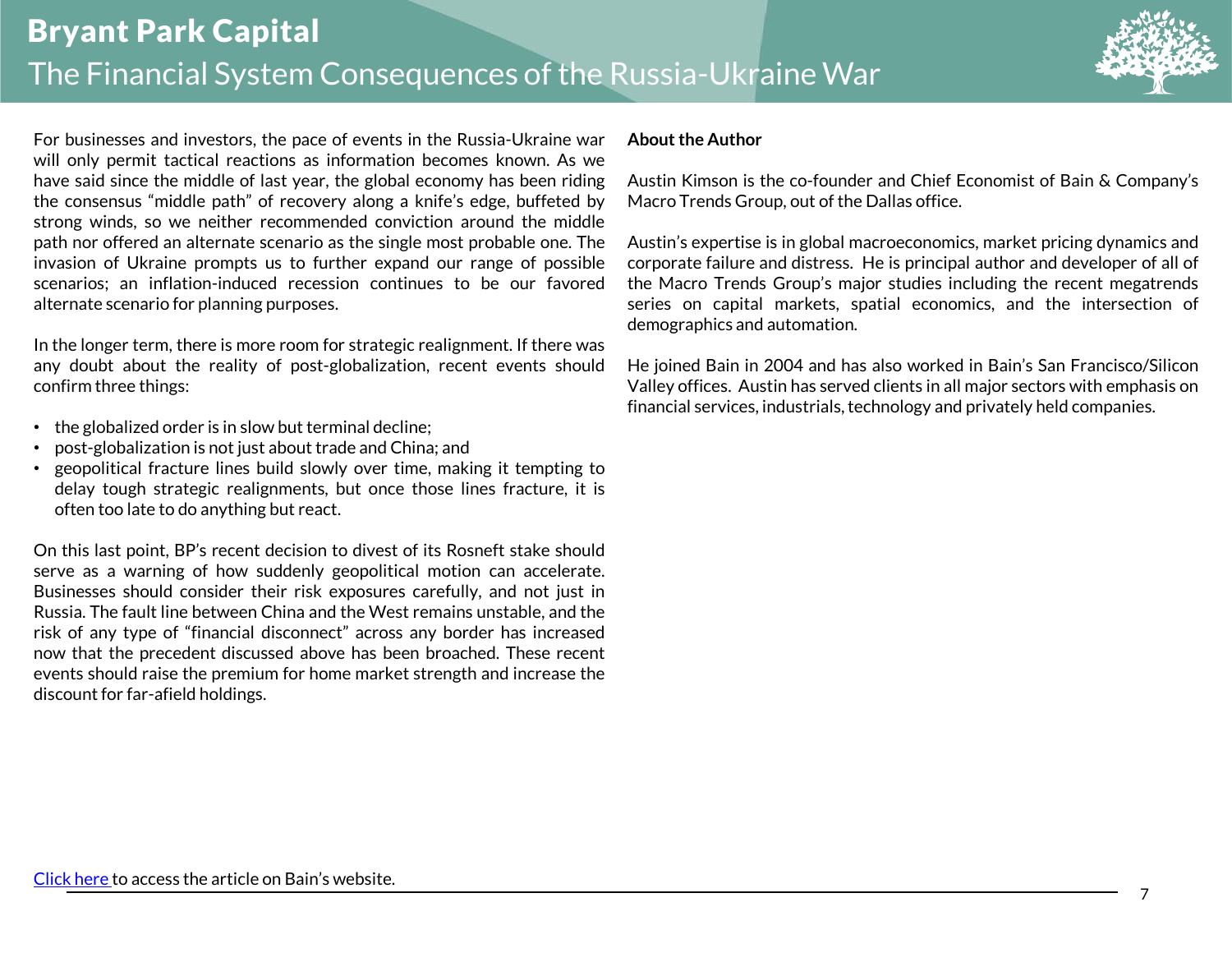For businesses and investors, the pace of events in the Russia-Ukraine war will only permit tactical reactions as information becomes known. As we have said since the middle of last year, the global economy has been riding the consensus "middle path" of recovery along a knife's edge, buffeted by strong winds, so we neither recommended conviction around the middle path nor offered an alternate scenario as the single most probable one. The invasion of Ukraine prompts us to further expand our range of possible scenarios; an inflation-induced recession continues to be our favored alternate scenario for planning purposes.

In the longer term, there is more room for strategic realignment. If there was any doubt about the reality of post-globalization, recent events should confirm three things:

- the globalized order is in slow but terminal decline;
- post-globalization is not just about trade and China; and
- geopolitical fracture lines build slowly over time, making it tempting to delay tough strategic realignments, but once those lines fracture, it is often too late to do anything but react.

On this last point, BP's recent decision to divest of its Rosneft stake should serve as a warning of how suddenly geopolitical motion can accelerate. Businesses should consider their risk exposures carefully, and not just in Russia. The fault line between China and the West remains unstable, and the risk of any type of "financial disconnect" across any border has increased now that the precedent discussed above has been broached. These recent events should raise the premium for home market strength and increase the discount for far-afield holdings.

**About the Author**

Austin Kimson is the co-founder and Chief Economist of Bain & Company's Macro Trends Group, out of the Dallas office.

Austin's expertise is in global macroeconomics, market pricing dynamics and corporate failure and distress. He is principal author and developer of all of the Macro Trends Group's major studies including the recent megatrends series on capital markets, spatial economics, and the intersection of demographics and automation.

He joined Bain in 2004 and has also worked in Bain's San Francisco/Silicon Valley offices. Austin has served clients in all major sectors with emphasis on financial services, industrials, technology and privately held companies.

Click here to access the article on Bain's website.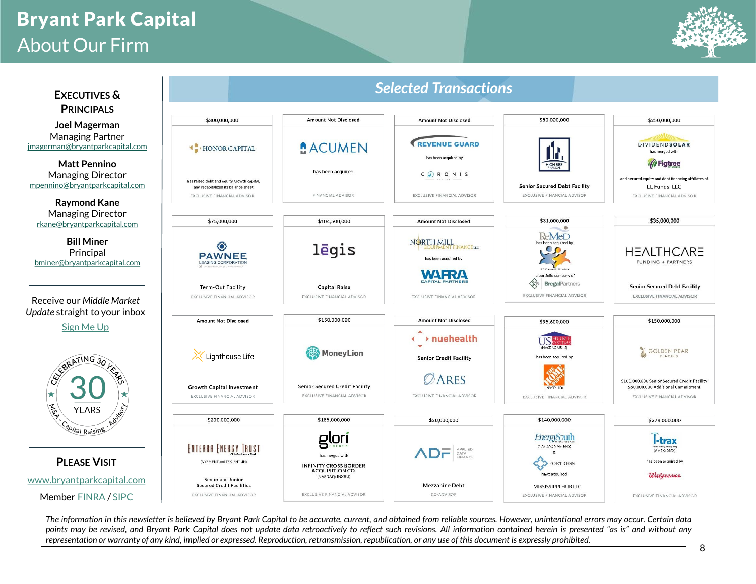# Bryant Park Capital

## About Our Firm

### Executives & Principals

**Joel Magerman**
Managing Partner
jmagerman@bryantparkcapital.com

**Matt Pennino**
Managing Director
mpennino@bryantparkcapital.com

**Raymond Kane**
Managing Director
rkane@bryantparkcapital.com

**Bill Miner**
Principal
bminer@bryantparkcapital.com

Receive our *Middle Market Update* straight to your inbox

Sign Me Up

Celebrating 30 Years
30 YEARS
M&A - Capital Raising - Advisory

### Please Visit

www.bryantparkcapital.com

Member FINRA / SIPC

## *Selected Transactions*

**$300,000,000** — HONOR CAPITAL has raised debt and equity growth capital, and recapitalized its balance sheet — EXCLUSIVE FINANCIAL ADVISOR

**Amount Not Disclosed** — ACUMEN has been acquired — FINANCIAL ADVISOR

**Amount Not Disclosed** — REVENUE GUARD has been acquired by CORONIS — EXCLUSIVE FINANCIAL ADVISOR

**$50,000,000** — HIGH RISE FINANCIAL — Senior Secured Debt Facility — EXCLUSIVE FINANCIAL ADVISOR

**$250,000,000** — DIVIDENDSOLAR has merged with Figtree and secured equity and debt financing affiliates of LL Funds, LLC — EXCLUSIVE FINANCIAL ADVISOR

**$75,000,000** — PAWNEE LEASING CORPORATION — Term-Out Facility — EXCLUSIVE FINANCIAL ADVISOR

**$104,500,000** — lēgis — Capital Raise — EXCLUSIVE FINANCIAL ADVISOR

**Amount Not Disclosed** — NORTH MILL EQUIPMENT FINANCE LLC has been acquired by WAFRA CAPITAL PARTNERS — EXCLUSIVE FINANCIAL ADVISOR

**$31,000,000** — ReMeD has been acquired by US Community Rehab, a portfolio company of BregalPartners — EXCLUSIVE FINANCIAL ADVISOR

**$35,000,000** — HEALTHCARE FUNDING + PARTNERS — Senior Secured Debt Facility — EXCLUSIVE FINANCIAL ADVISOR

**Amount Not Disclosed** — Lighthouse Life — Growth Capital Investment — EXCLUSIVE FINANCIAL ADVISOR

**$150,000,000** — MoneyLion — Senior Secured Credit Facility — EXCLUSIVE FINANCIAL ADVISOR

**Amount Not Disclosed** — nuehealth — Senior Credit Facility — ARES — EXCLUSIVE FINANCIAL ADVISOR

**$95,600,000** — US HOME SYSTEMS (NASDAQ:USHS) has been acquired by THE HOME DEPOT (NYSE: HD) — EXCLUSIVE FINANCIAL ADVISOR

**$150,000,000** — GOLDEN PEAR FUNDING — $100,000,000 Senior Secured Credit Facility, $50,000,000 Additional Commitment — EXCLUSIVE FINANCIAL ADVISOR

**$200,000,000** — ENTERRA ENERGY TRUST (NYSE: ENT and TSX: ENT.UN) — Senior and Junior Secured Credit Facilities — EXCLUSIVE FINANCIAL ADVISOR

**$185,000,000** — glori ENERGY has merged with INFINITY CROSS BORDER ACQUISITION CO. (NASDAQ: INXBU) — EXCLUSIVE FINANCIAL ADVISOR

**$20,000,000** — ADF APPLIED DATA FINANCE — Mezzanine Debt — CO-ADVISOR

**$140,000,000** — EnergySouth (NASDAQ:NMS:ENS) & FORTRESS have acquired MISSISSIPPI HUB LLC — EXCLUSIVE FINANCIAL ADVISOR

**$278,000,000** — i-trax (AMEX: DMX) has been acquired by Walgreens — EXCLUSIVE FINANCIAL ADVISOR

*The information in this newsletter is believed by Bryant Park Capital to be accurate, current, and obtained from reliable sources. However, unintentional errors may occur. Certain data points may be revised, and Bryant Park Capital does not update data retroactively to reflect such revisions. All information contained herein is presented "as is" and without any representation or warranty of any kind, implied or expressed. Reproduction, retransmission, republication, or any use of this document is expressly prohibited.*